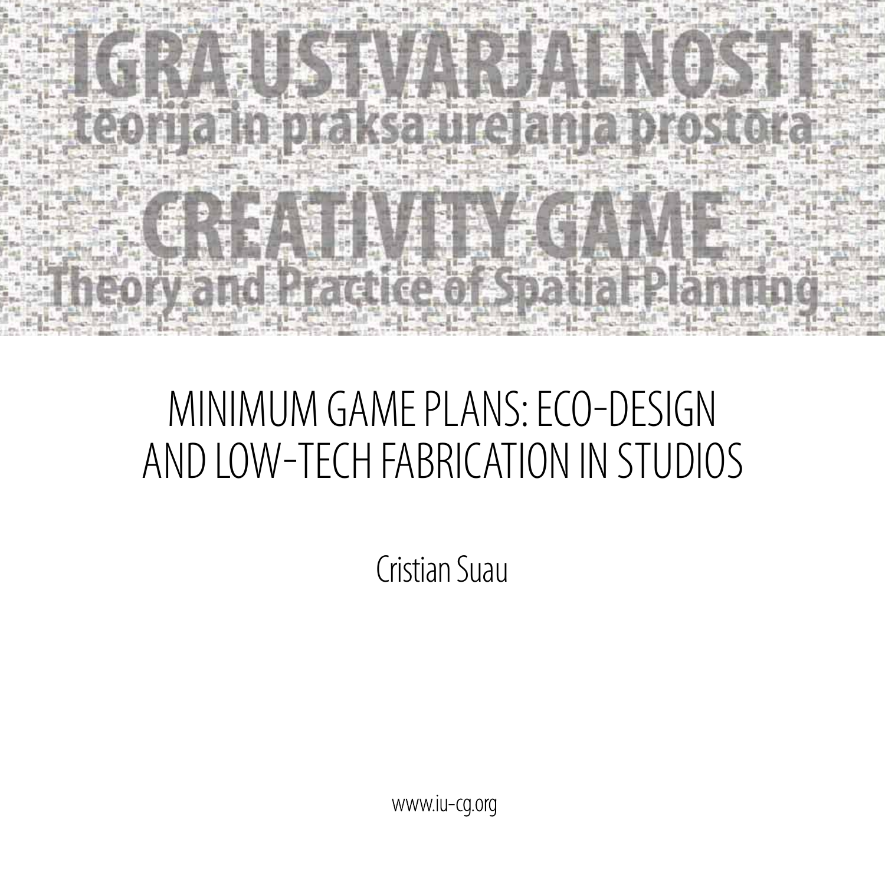# IGRA USTVARJALNOSTI

## teorija in praksa urejanja prostora

# CREATIVITY GAME

## Theory and Practice of Spatial Planning

# MINIMUM GAME PLANS: ECO-DESIGN AND LOW-TECH FABRICATION IN STUDIOS

Cristian Suau

www.iu-cg.org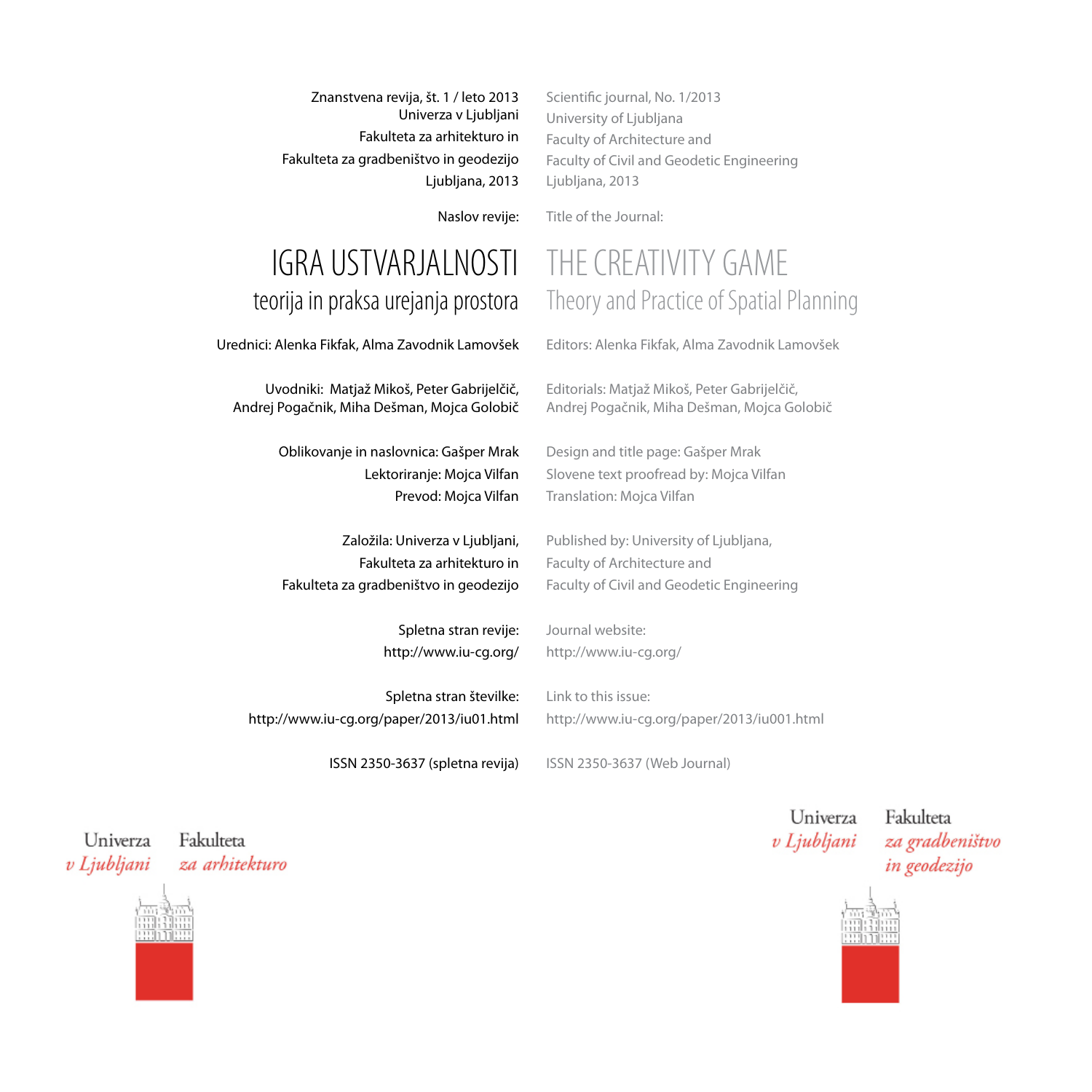Znanstvena revija, št. 1 / leto 2013
Univerza v Ljubljani
Fakulteta za arhitekturo in
Fakulteta za gradbeništvo in geodezijo
Ljubljana, 2013

Scientific journal, No. 1/2013
University of Ljubljana
Faculty of Architecture and
Faculty of Civil and Geodetic Engineering
Ljubljana, 2013

Naslov revije:

Title of the Journal:

# IGRA USTVARJALNOSTI

## teorija in praksa urejanja prostora

# THE CREATIVITY GAME

## Theory and Practice of Spatial Planning

Urednici: Alenka Fikfak, Alma Zavodnik Lamovšek

Editors: Alenka Fikfak, Alma Zavodnik Lamovšek

Uvodniki: Matjaž Mikoš, Peter Gabrijelčič, Andrej Pogačnik, Miha Dešman, Mojca Golobič

Editorials: Matjaž Mikoš, Peter Gabrijelčič, Andrej Pogačnik, Miha Dešman, Mojca Golobič

Oblikovanje in naslovnica: Gašper Mrak
Lektoriranje: Mojca Vilfan
Prevod: Mojca Vilfan

Design and title page: Gašper Mrak
Slovene text proofread by: Mojca Vilfan
Translation: Mojca Vilfan

Založila: Univerza v Ljubljani,
Fakulteta za arhitekturo in
Fakulteta za gradbeništvo in geodezijo

Published by: University of Ljubljana,
Faculty of Architecture and
Faculty of Civil and Geodetic Engineering

Spletna stran revije:
http://www.iu-cg.org/

Journal website:
http://www.iu-cg.org/

Spletna stran številke:
http://www.iu-cg.org/paper/2013/iu01.html

Link to this issue:
http://www.iu-cg.org/paper/2013/iu001.html

ISSN 2350-3637 (spletna revija)

ISSN 2350-3637 (Web Journal)

Univerza v Ljubljani — Fakulteta za arhitekturo

Univerza v Ljubljani — Fakulteta za gradbeništvo in geodezijo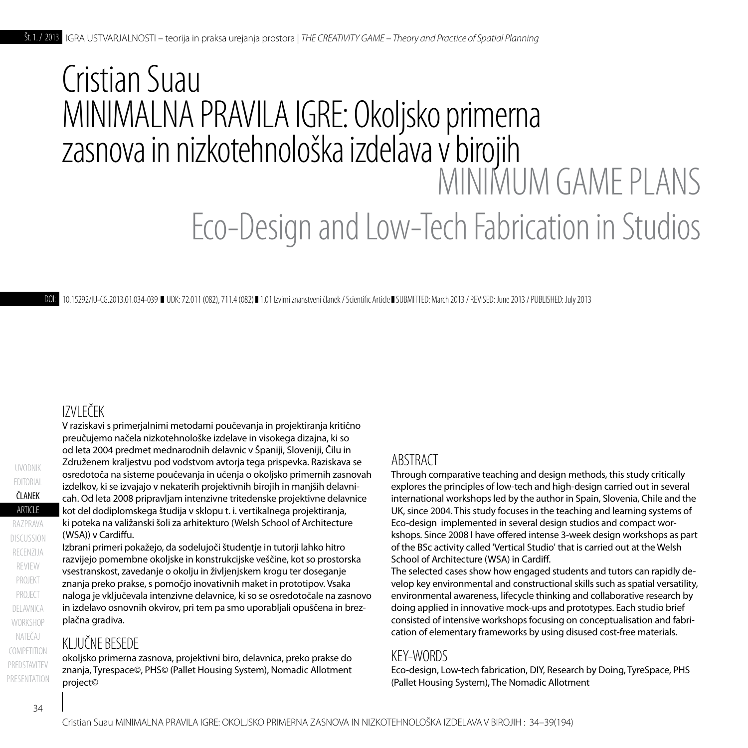# Cristian Suau
# MINIMALNA PRAVILA IGRE: Okoljsko primerna zasnova in nizkotehnološka izdelava v birojih

# MINIMUM GAME PLANS
## Eco-Design and Low-Tech Fabrication in Studios

DOI: 10.15292/IU-CG.2013.01.034-039 ■ UDK: 72.011 (082), 711.4 (082) ■ 1.01 Izvirni znanstveni članek / Scientific Article ■ SUBMITTED: March 2013 / REVISED: June 2013 / PUBLISHED: July 2013

## IZVLEČEK

V raziskavi s primerjalnimi metodami poučevanja in projektiranja kritično preučujemo načela nizkotehnološke izdelave in visokega dizajna, ki so od leta 2004 predmet mednarodnih delavnic v Španiji, Sloveniji, Čilu in Združenem kraljestvu pod vodstvom avtorja tega prispevka. Raziskava se osredotoča na sisteme poučevanja in učenja o okoljsko primernih zasnovah izdelkov, ki se izvajajo v nekaterih projektivnih birojih in manjših delavnicah. Od leta 2008 pripravljam intenzivne tritedenske projektivne delavnice kot del dodiplomskega študija v sklopu t. i. vertikalnega projektiranja, ki poteka na vališanski šoli za arhitekturo (Welsh School of Architecture (WSA)) v Cardiffu.

Izbrani primeri pokažejo, da sodelujoči študentje in tutorji lahko hitro razvijejo pomembne okoljske in konstrukcijske veščine, kot so prostorska vsestranskost, zavedanje o okolju in življenjskem krogu ter doseganje znanja preko prakse, s pomočjo inovativnih maket in prototipov. Vsaka naloga je vključevala intenzivne delavnice, ki so se osredotočale na zasnovo in izdelavo osnovnih okvirov, pri tem pa smo uporabljali opuščena in brezplačna gradiva.

## KLJUČNE BESEDE

okoljsko primerna zasnova, projektivni biro, delavnica, preko prakse do znanja, Tyrespace©, PHS© (Pallet Housing System), Nomadic Allotment project©

## ABSTRACT

Through comparative teaching and design methods, this study critically explores the principles of low-tech and high-design carried out in several international workshops led by the author in Spain, Slovenia, Chile and the UK, since 2004. This study focuses in the teaching and learning systems of Eco-design implemented in several design studios and compact workshops. Since 2008 I have offered intense 3-week design workshops as part of the BSc activity called 'Vertical Studio' that is carried out at the Welsh School of Architecture (WSA) in Cardiff.

The selected cases show how engaged students and tutors can rapidly develop key environmental and constructional skills such as spatial versatility, environmental awareness, lifecycle thinking and collaborative research by doing applied in innovative mock-ups and prototypes. Each studio brief consisted of intensive workshops focusing on conceptualisation and fabrication of elementary frameworks by using disused cost-free materials.

## KEY-WORDS

Eco-design, Low-tech fabrication, DIY, Research by Doing, TyreSpace, PHS (Pallet Housing System), The Nomadic Allotment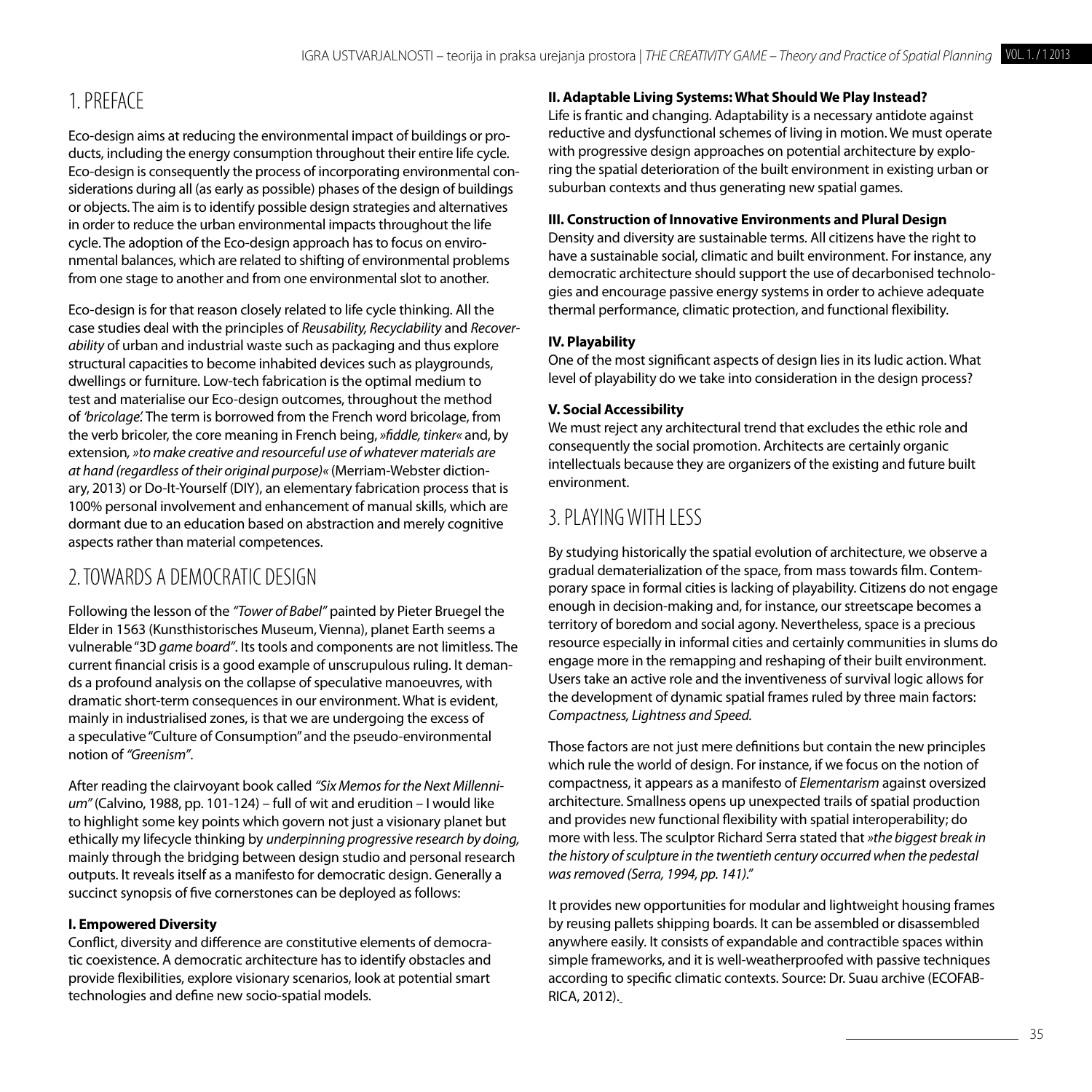## 1. PREFACE

Eco-design aims at reducing the environmental impact of buildings or products, including the energy consumption throughout their entire life cycle. Eco-design is consequently the process of incorporating environmental considerations during all (as early as possible) phases of the design of buildings or objects. The aim is to identify possible design strategies and alternatives in order to reduce the urban environmental impacts throughout the life cycle. The adoption of the Eco-design approach has to focus on environmental balances, which are related to shifting of environmental problems from one stage to another and from one environmental slot to another.

Eco-design is for that reason closely related to life cycle thinking. All the case studies deal with the principles of *Reusability, Recyclability* and *Recoverability* of urban and industrial waste such as packaging and thus explore structural capacities to become inhabited devices such as playgrounds, dwellings or furniture. Low-tech fabrication is the optimal medium to test and materialise our Eco-design outcomes, throughout the method of *'bricolage'.* The term is borrowed from the French word bricolage, from the verb bricoler, the core meaning in French being, *»fiddle, tinker«* and, by extension*, »to make creative and resourceful use of whatever materials are at hand (regardless of their original purpose)«* (Merriam-Webster dictionary, 2013) or Do-It-Yourself (DIY), an elementary fabrication process that is 100% personal involvement and enhancement of manual skills, which are dormant due to an education based on abstraction and merely cognitive aspects rather than material competences.

## 2. TOWARDS A DEMOCRATIC DESIGN

Following the lesson of the *"Tower of Babel"* painted by Pieter Bruegel the Elder in 1563 (Kunsthistorisches Museum, Vienna), planet Earth seems a vulnerable "3D *game board"*. Its tools and components are not limitless. The current financial crisis is a good example of unscrupulous ruling. It demands a profound analysis on the collapse of speculative manoeuvres, with dramatic short-term consequences in our environment. What is evident, mainly in industrialised zones, is that we are undergoing the excess of a speculative "Culture of Consumption" and the pseudo-environmental notion of *"Greenism"*.

After reading the clairvoyant book called *"Six Memos for the Next Millennium"* (Calvino, 1988, pp. 101-124) – full of wit and erudition – I would like to highlight some key points which govern not just a visionary planet but ethically my lifecycle thinking by *underpinning progressive research by doing,* mainly through the bridging between design studio and personal research outputs. It reveals itself as a manifesto for democratic design. Generally a succinct synopsis of five cornerstones can be deployed as follows:

**I. Empowered Diversity**

Conflict, diversity and difference are constitutive elements of democratic coexistence. A democratic architecture has to identify obstacles and provide flexibilities, explore visionary scenarios, look at potential smart technologies and define new socio-spatial models.

**II. Adaptable Living Systems: What Should We Play Instead?**

Life is frantic and changing. Adaptability is a necessary antidote against reductive and dysfunctional schemes of living in motion. We must operate with progressive design approaches on potential architecture by exploring the spatial deterioration of the built environment in existing urban or suburban contexts and thus generating new spatial games.

**III. Construction of Innovative Environments and Plural Design**

Density and diversity are sustainable terms. All citizens have the right to have a sustainable social, climatic and built environment. For instance, any democratic architecture should support the use of decarbonised technologies and encourage passive energy systems in order to achieve adequate thermal performance, climatic protection, and functional flexibility.

**IV. Playability**

One of the most significant aspects of design lies in its ludic action. What level of playability do we take into consideration in the design process?

**V. Social Accessibility**

We must reject any architectural trend that excludes the ethic role and consequently the social promotion. Architects are certainly organic intellectuals because they are organizers of the existing and future built environment.

## 3. PLAYING WITH LESS

By studying historically the spatial evolution of architecture, we observe a gradual dematerialization of the space, from mass towards film. Contemporary space in formal cities is lacking of playability. Citizens do not engage enough in decision-making and, for instance, our streetscape becomes a territory of boredom and social agony. Nevertheless, space is a precious resource especially in informal cities and certainly communities in slums do engage more in the remapping and reshaping of their built environment. Users take an active role and the inventiveness of survival logic allows for the development of dynamic spatial frames ruled by three main factors: *Compactness, Lightness and Speed.*

Those factors are not just mere definitions but contain the new principles which rule the world of design. For instance, if we focus on the notion of compactness, it appears as a manifesto of *Elementarism* against oversized architecture. Smallness opens up unexpected trails of spatial production and provides new functional flexibility with spatial interoperability; do more with less. The sculptor Richard Serra stated that *»the biggest break in the history of sculpture in the twentieth century occurred when the pedestal was removed (Serra, 1994, pp. 141)."*

It provides new opportunities for modular and lightweight housing frames by reusing pallets shipping boards. It can be assembled or disassembled anywhere easily. It consists of expandable and contractible spaces within simple frameworks, and it is well-weatherproofed with passive techniques according to specific climatic contexts. Source: Dr. Suau archive (ECOFABRICA, 2012).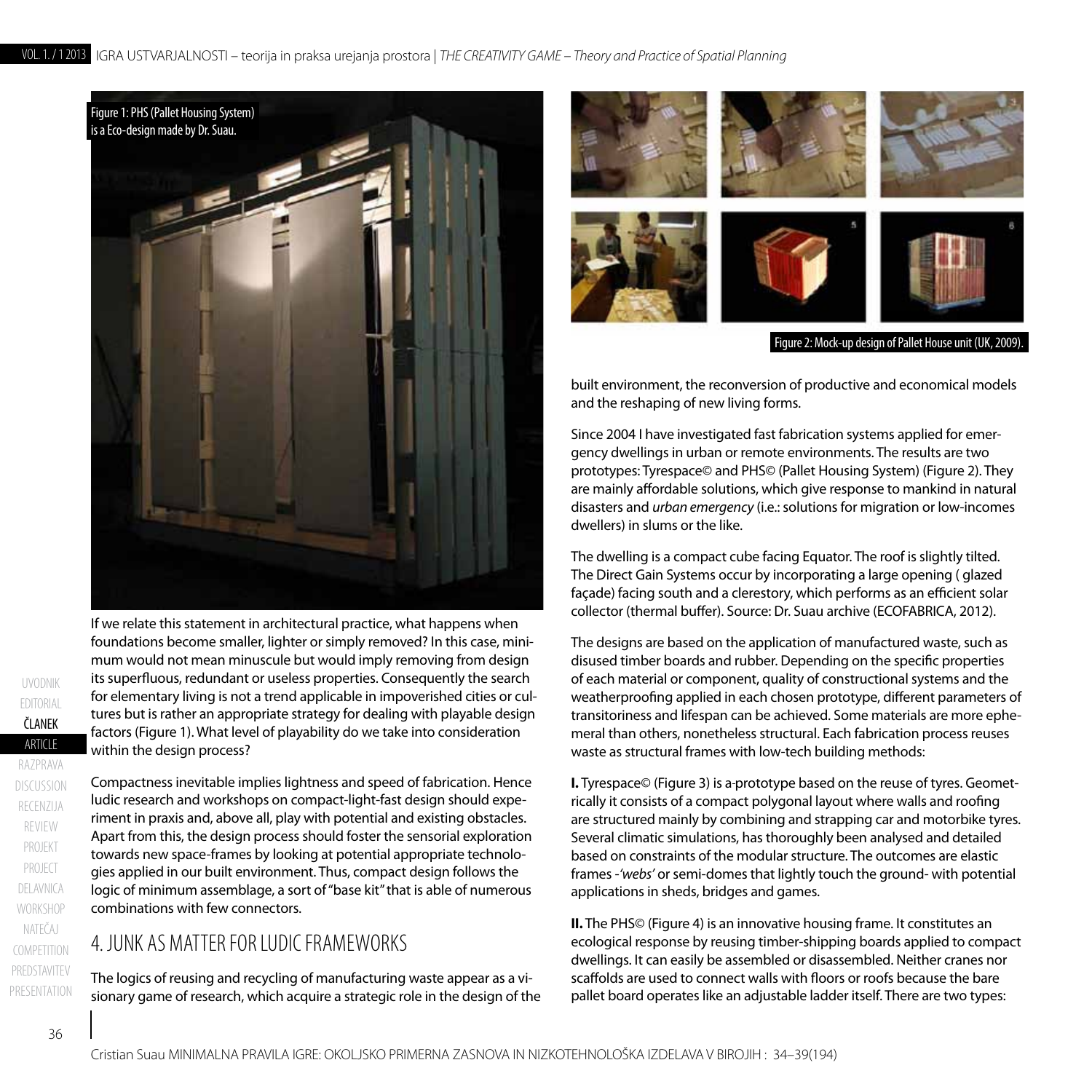Figure 1: PHS (Pallet Housing System) is a Eco-design made by Dr. Suau.

If we relate this statement in architectural practice, what happens when foundations become smaller, lighter or simply removed? In this case, minimum would not mean minuscule but would imply removing from design its superfluous, redundant or useless properties. Consequently the search for elementary living is not a trend applicable in impoverished cities or cultures but is rather an appropriate strategy for dealing with playable design factors (Figure 1). What level of playability do we take into consideration within the design process?

Compactness inevitable implies lightness and speed of fabrication. Hence ludic research and workshops on compact-light-fast design should experiment in praxis and, above all, play with potential and existing obstacles. Apart from this, the design process should foster the sensorial exploration towards new space-frames by looking at potential appropriate technologies applied in our built environment. Thus, compact design follows the logic of minimum assemblage, a sort of "base kit" that is able of numerous combinations with few connectors.

## 4. JUNK AS MATTER FOR LUDIC FRAMEWORKS

The logics of reusing and recycling of manufacturing waste appear as a visionary game of research, which acquire a strategic role in the design of the built environment, the reconversion of productive and economical models and the reshaping of new living forms.

Figure 2: Mock-up design of Pallet House unit (UK, 2009).

Since 2004 I have investigated fast fabrication systems applied for emergency dwellings in urban or remote environments. The results are two prototypes: Tyrespace© and PHS© (Pallet Housing System) (Figure 2). They are mainly affordable solutions, which give response to mankind in natural disasters and *urban emergency* (i.e.: solutions for migration or low-incomes dwellers) in slums or the like.

The dwelling is a compact cube facing Equator. The roof is slightly tilted. The Direct Gain Systems occur by incorporating a large opening ( glazed façade) facing south and a clerestory, which performs as an efficient solar collector (thermal buffer). Source: Dr. Suau archive (ECOFABRICA, 2012).

The designs are based on the application of manufactured waste, such as disused timber boards and rubber. Depending on the specific properties of each material or component, quality of constructional systems and the weatherproofing applied in each chosen prototype, different parameters of transitoriness and lifespan can be achieved. Some materials are more ephemeral than others, nonetheless structural. Each fabrication process reuses waste as structural frames with low-tech building methods:

**I.** Tyrespace© (Figure 3) is a-prototype based on the reuse of tyres. Geometrically it consists of a compact polygonal layout where walls and roofing are structured mainly by combining and strapping car and motorbike tyres. Several climatic simulations, has thoroughly been analysed and detailed based on constraints of the modular structure. The outcomes are elastic frames -*'webs'* or semi-domes that lightly touch the ground- with potential applications in sheds, bridges and games.

**II.** The PHS© (Figure 4) is an innovative housing frame. It constitutes an ecological response by reusing timber-shipping boards applied to compact dwellings. It can easily be assembled or disassembled. Neither cranes nor scaffolds are used to connect walls with floors or roofs because the bare pallet board operates like an adjustable ladder itself. There are two types: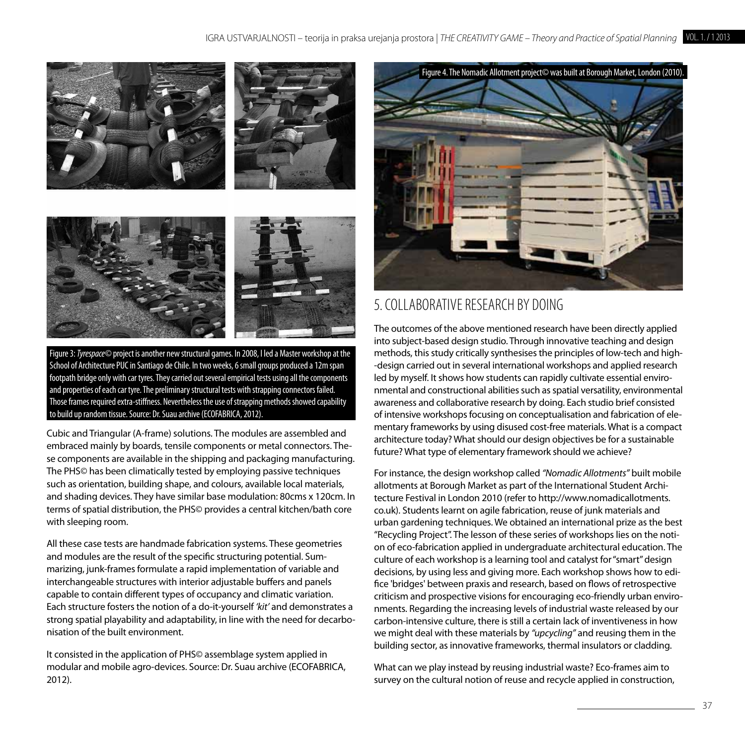Figure 3: *Tyrespace©* project is another new structural games. In 2008, I led a Master workshop at the School of Architecture PUC in Santiago de Chile. In two weeks, 6 small groups produced a 12m span footpath bridge only with car tyres. They carried out several empirical tests using all the components and properties of each car tyre. The preliminary structural tests with strapping connectors failed. Those frames required extra-stiffness. Nevertheless the use of strapping methods showed capability to build up random tissue. Source: Dr. Suau archive (ECOFABRICA, 2012).

Cubic and Triangular (A-frame) solutions. The modules are assembled and embraced mainly by boards, tensile components or metal connectors. These components are available in the shipping and packaging manufacturing. The PHS© has been climatically tested by employing passive techniques such as orientation, building shape, and colours, available local materials, and shading devices. They have similar base modulation: 80cms x 120cm. In terms of spatial distribution, the PHS© provides a central kitchen/bath core with sleeping room.

All these case tests are handmade fabrication systems. These geometries and modules are the result of the specific structuring potential. Summarizing, junk-frames formulate a rapid implementation of variable and interchangeable structures with interior adjustable buffers and panels capable to contain different types of occupancy and climatic variation. Each structure fosters the notion of a do-it-yourself *'kit'* and demonstrates a strong spatial playability and adaptability, in line with the need for decarbonisation of the built environment.

It consisted in the application of PHS© assemblage system applied in modular and mobile agro-devices. Source: Dr. Suau archive (ECOFABRICA, 2012).

Figure 4. The Nomadic Allotment project© was built at Borough Market, London (2010).

## 5. COLLABORATIVE RESEARCH BY DOING

The outcomes of the above mentioned research have been directly applied into subject-based design studio. Through innovative teaching and design methods, this study critically synthesises the principles of low-tech and high-design carried out in several international workshops and applied research led by myself. It shows how students can rapidly cultivate essential environmental and constructional abilities such as spatial versatility, environmental awareness and collaborative research by doing. Each studio brief consisted of intensive workshops focusing on conceptualisation and fabrication of elementary frameworks by using disused cost-free materials. What is a compact architecture today? What should our design objectives be for a sustainable future? What type of elementary framework should we achieve?

For instance, the design workshop called *"Nomadic Allotments"* built mobile allotments at Borough Market as part of the International Student Architecture Festival in London 2010 (refer to http://www.nomadicallotments.co.uk). Students learnt on agile fabrication, reuse of junk materials and urban gardening techniques. We obtained an international prize as the best "Recycling Project". The lesson of these series of workshops lies on the notion of eco-fabrication applied in undergraduate architectural education. The culture of each workshop is a learning tool and catalyst for "smart" design decisions, by using less and giving more. Each workshop shows how to edifice 'bridges' between praxis and research, based on flows of retrospective criticism and prospective visions for encouraging eco-friendly urban environments. Regarding the increasing levels of industrial waste released by our carbon-intensive culture, there is still a certain lack of inventiveness in how we might deal with these materials by *"upcycling"* and reusing them in the building sector, as innovative frameworks, thermal insulators or cladding.

What can we play instead by reusing industrial waste? Eco-frames aim to survey on the cultural notion of reuse and recycle applied in construction,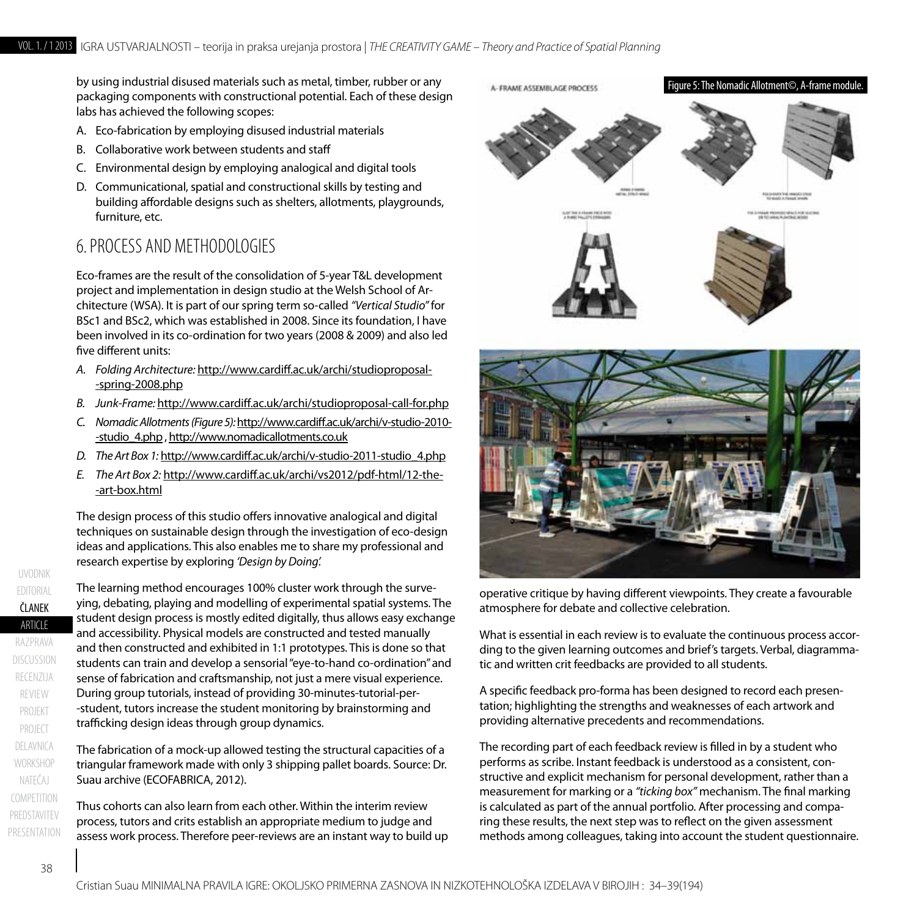by using industrial disused materials such as metal, timber, rubber or any packaging components with constructional potential. Each of these design labs has achieved the following scopes:

A. Eco-fabrication by employing disused industrial materials
B. Collaborative work between students and staff
C. Environmental design by employing analogical and digital tools
D. Communicational, spatial and constructional skills by testing and building affordable designs such as shelters, allotments, playgrounds, furniture, etc.

## 6. PROCESS AND METHODOLOGIES

Eco-frames are the result of the consolidation of 5-year T&L development project and implementation in design studio at the Welsh School of Architecture (WSA). It is part of our spring term so-called *"Vertical Studio"* for BSc1 and BSc2, which was established in 2008. Since its foundation, I have been involved in its co-ordination for two years (2008 & 2009) and also led five different units:

A. *Folding Architecture:* http://www.cardiff.ac.uk/archi/studioproposal-spring-2008.php
B. *Junk-Frame:* http://www.cardiff.ac.uk/archi/studioproposal-call-for.php
C. *Nomadic Allotments (Figure 5):* http://www.cardiff.ac.uk/archi/v-studio-2010-studio_4.php , http://www.nomadicallotments.co.uk
D. *The Art Box 1:* http://www.cardiff.ac.uk/archi/v-studio-2011-studio_4.php
E. *The Art Box 2:* http://www.cardiff.ac.uk/archi/vs2012/pdf-html/12-the-art-box.html

The design process of this studio offers innovative analogical and digital techniques on sustainable design through the investigation of eco-design ideas and applications. This also enables me to share my professional and research expertise by exploring *'Design by Doing'.*

The learning method encourages 100% cluster work through the surveying, debating, playing and modelling of experimental spatial systems. The student design process is mostly edited digitally, thus allows easy exchange and accessibility. Physical models are constructed and tested manually and then constructed and exhibited in 1:1 prototypes. This is done so that students can train and develop a sensorial "eye-to-hand co-ordination" and sense of fabrication and craftsmanship, not just a mere visual experience. During group tutorials, instead of providing 30-minutes-tutorial-per-student, tutors increase the student monitoring by brainstorming and trafficking design ideas through group dynamics.

Figure 5: The Nomadic Allotment©, A-frame module.

The fabrication of a mock-up allowed testing the structural capacities of a triangular framework made with only 3 shipping pallet boards. Source: Dr. Suau archive (ECOFABRICA, 2012).

Thus cohorts can also learn from each other. Within the interim review process, tutors and crits establish an appropriate medium to judge and assess work process. Therefore peer-reviews are an instant way to build up operative critique by having different viewpoints. They create a favourable atmosphere for debate and collective celebration.

What is essential in each review is to evaluate the continuous process according to the given learning outcomes and brief's targets. Verbal, diagrammatic and written crit feedbacks are provided to all students.

A specific feedback pro-forma has been designed to record each presentation; highlighting the strengths and weaknesses of each artwork and providing alternative precedents and recommendations.

The recording part of each feedback review is filled in by a student who performs as scribe. Instant feedback is understood as a consistent, constructive and explicit mechanism for personal development, rather than a measurement for marking or a *"ticking box"* mechanism. The final marking is calculated as part of the annual portfolio. After processing and comparing these results, the next step was to reflect on the given assessment methods among colleagues, taking into account the student questionnaire.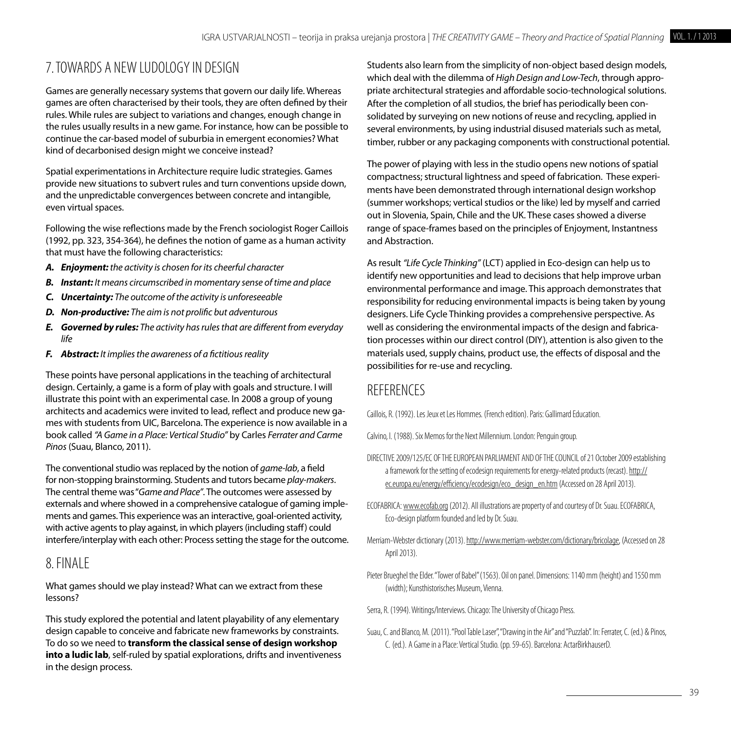## 7. TOWARDS A NEW LUDOLOGY IN DESIGN

Games are generally necessary systems that govern our daily life. Whereas games are often characterised by their tools, they are often defined by their rules. While rules are subject to variations and changes, enough change in the rules usually results in a new game. For instance, how can be possible to continue the car-based model of suburbia in emergent economies? What kind of decarbonised design might we conceive instead?

Spatial experimentations in Architecture require ludic strategies. Games provide new situations to subvert rules and turn conventions upside down, and the unpredictable convergences between concrete and intangible, even virtual spaces.

Following the wise reflections made by the French sociologist Roger Caillois (1992, pp. 323, 354-364), he defines the notion of game as a human activity that must have the following characteristics:

- ***A. Enjoyment:*** *the activity is chosen for its cheerful character*
- ***B. Instant:*** *It means circumscribed in momentary sense of time and place*
- ***C. Uncertainty:*** *The outcome of the activity is unforeseeable*
- ***D. Non-productive:*** *The aim is not prolific but adventurous*
- ***E. Governed by rules:*** *The activity has rules that are different from everyday life*
- ***F. Abstract:*** *It implies the awareness of a fictitious reality*

These points have personal applications in the teaching of architectural design. Certainly, a game is a form of play with goals and structure. I will illustrate this point with an experimental case. In 2008 a group of young architects and academics were invited to lead, reflect and produce new games with students from UIC, Barcelona. The experience is now available in a book called *"A Game in a Place: Vertical Studio"* by Carles *Ferrater and Carme Pinos* (Suau, Blanco, 2011).

The conventional studio was replaced by the notion of *game-lab*, a field for non-stopping brainstorming. Students and tutors became *play-makers*. The central theme was "*Game and Place"*. The outcomes were assessed by externals and where showed in a comprehensive catalogue of gaming implements and games. This experience was an interactive, goal-oriented activity, with active agents to play against, in which players (including staff) could interfere/interplay with each other: Process setting the stage for the outcome.

## 8. FINALE

What games should we play instead? What can we extract from these lessons?

This study explored the potential and latent playability of any elementary design capable to conceive and fabricate new frameworks by constraints. To do so we need to **transform the classical sense of design workshop into a ludic lab**, self-ruled by spatial explorations, drifts and inventiveness in the design process.

Students also learn from the simplicity of non-object based design models, which deal with the dilemma of *High Design and Low-Tech*, through appropriate architectural strategies and affordable socio-technological solutions. After the completion of all studios, the brief has periodically been consolidated by surveying on new notions of reuse and recycling, applied in several environments, by using industrial disused materials such as metal, timber, rubber or any packaging components with constructional potential.

The power of playing with less in the studio opens new notions of spatial compactness; structural lightness and speed of fabrication. These experiments have been demonstrated through international design workshop (summer workshops; vertical studios or the like) led by myself and carried out in Slovenia, Spain, Chile and the UK. These cases showed a diverse range of space-frames based on the principles of Enjoyment, Instantness and Abstraction.

As result *"Life Cycle Thinking"* (LCT) applied in Eco-design can help us to identify new opportunities and lead to decisions that help improve urban environmental performance and image. This approach demonstrates that responsibility for reducing environmental impacts is being taken by young designers. Life Cycle Thinking provides a comprehensive perspective. As well as considering the environmental impacts of the design and fabrication processes within our direct control (DIY), attention is also given to the materials used, supply chains, product use, the effects of disposal and the possibilities for re-use and recycling.

## REFERENCES

Caillois, R. (1992). Les Jeux et Les Hommes. (French edition). Paris: Gallimard Education.

Calvino, I. (1988). Six Memos for the Next Millennium. London: Penguin group.

DIRECTIVE 2009/125/EC OF THE EUROPEAN PARLIAMENT AND OF THE COUNCIL of 21 October 2009 establishing a framework for the setting of ecodesign requirements for energy-related products (recast). http://ec.europa.eu/energy/efficiency/ecodesign/eco_design_en.htm (Accessed on 28 April 2013).

ECOFABRICA: www.ecofab.org (2012). All illustrations are property of and courtesy of Dr. Suau. ECOFABRICA, Eco-design platform founded and led by Dr. Suau.

Merriam-Webster dictionary (2013). http://www.merriam-webster.com/dictionary/bricolage, (Accessed on 28 April 2013).

Pieter Brueghel the Elder. "Tower of Babel" (1563). Oil on panel. Dimensions: 1140 mm (height) and 1550 mm (width); Kunsthistorisches Museum, Vienna.

Serra, R. (1994). Writings/Interviews. Chicago: The University of Chicago Press.

Suau, C. and Blanco, M. (2011). "Pool Table Laser", "Drawing in the Air" and "Puzzlab". In: Ferrater, C. (ed.) & Pinos, C. (ed.). A Game in a Place: Vertical Studio. (pp. 59-65). Barcelona: ActarBirkhauserD.